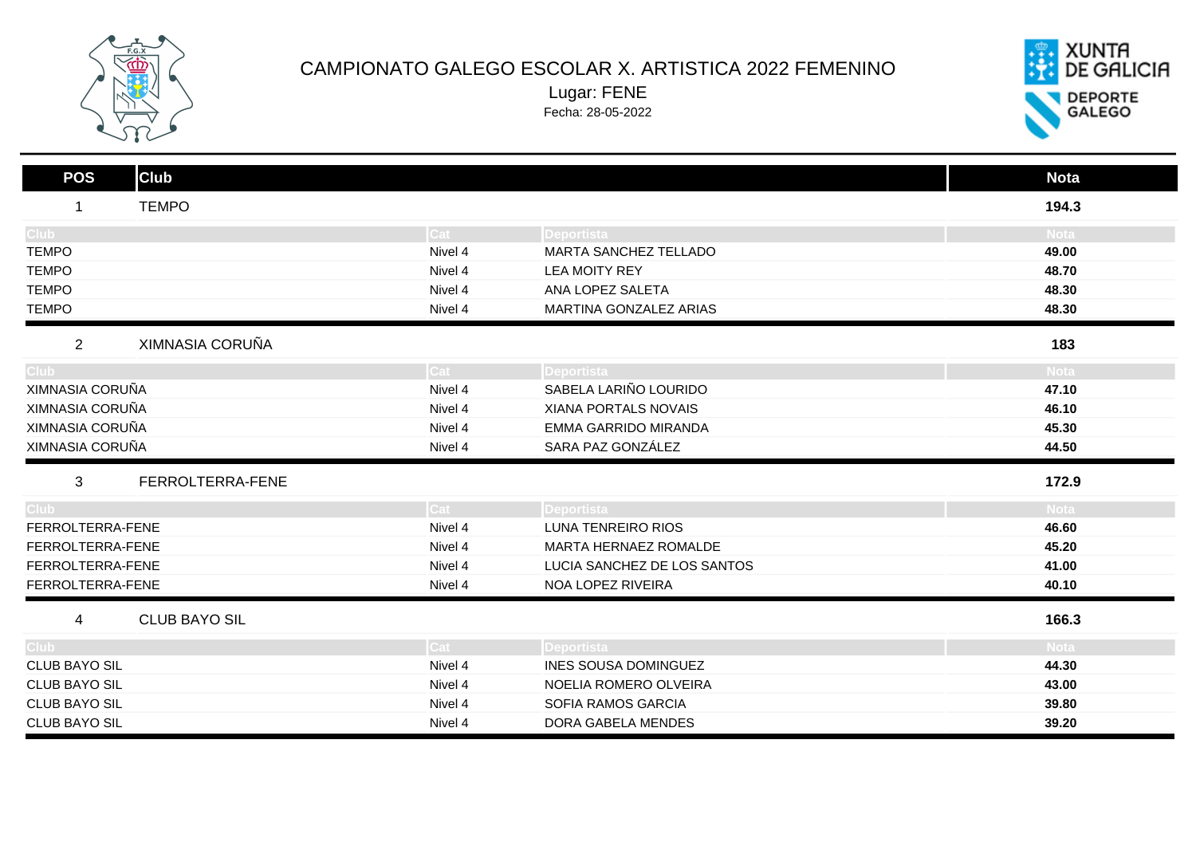# CAMPIONATO GALEGO ESCOLAR X. ARTISTICA 2022 FEMENINO

Lugar: FENE

Fecha: 28-05-2022

| POS | Club | | | Nota |
|---|---|---|---|---|
| 1 | TEMPO | | | 194.3 |
| **Club** | | **Cat** | **Deportista** | **Nota** |
| TEMPO | | Nivel 4 | MARTA SANCHEZ TELLADO | 49.00 |
| TEMPO | | Nivel 4 | LEA MOITY REY | 48.70 |
| TEMPO | | Nivel 4 | ANA LOPEZ SALETA | 48.30 |
| TEMPO | | Nivel 4 | MARTINA GONZALEZ ARIAS | 48.30 |
| 2 | XIMNASIA CORUÑA | | | 183 |
| **Club** | | **Cat** | **Deportista** | **Nota** |
| XIMNASIA CORUÑA | | Nivel 4 | SABELA LARIÑO LOURIDO | 47.10 |
| XIMNASIA CORUÑA | | Nivel 4 | XIANA PORTALS NOVAIS | 46.10 |
| XIMNASIA CORUÑA | | Nivel 4 | EMMA GARRIDO MIRANDA | 45.30 |
| XIMNASIA CORUÑA | | Nivel 4 | SARA PAZ GONZÁLEZ | 44.50 |
| 3 | FERROLTERRA-FENE | | | 172.9 |
| **Club** | | **Cat** | **Deportista** | **Nota** |
| FERROLTERRA-FENE | | Nivel 4 | LUNA TENREIRO RIOS | 46.60 |
| FERROLTERRA-FENE | | Nivel 4 | MARTA HERNAEZ ROMALDE | 45.20 |
| FERROLTERRA-FENE | | Nivel 4 | LUCIA SANCHEZ DE LOS SANTOS | 41.00 |
| FERROLTERRA-FENE | | Nivel 4 | NOA LOPEZ RIVEIRA | 40.10 |
| 4 | CLUB BAYO SIL | | | 166.3 |
| **Club** | | **Cat** | **Deportista** | **Nota** |
| CLUB BAYO SIL | | Nivel 4 | INES SOUSA DOMINGUEZ | 44.30 |
| CLUB BAYO SIL | | Nivel 4 | NOELIA ROMERO OLVEIRA | 43.00 |
| CLUB BAYO SIL | | Nivel 4 | SOFIA RAMOS GARCIA | 39.80 |
| CLUB BAYO SIL | | Nivel 4 | DORA GABELA MENDES | 39.20 |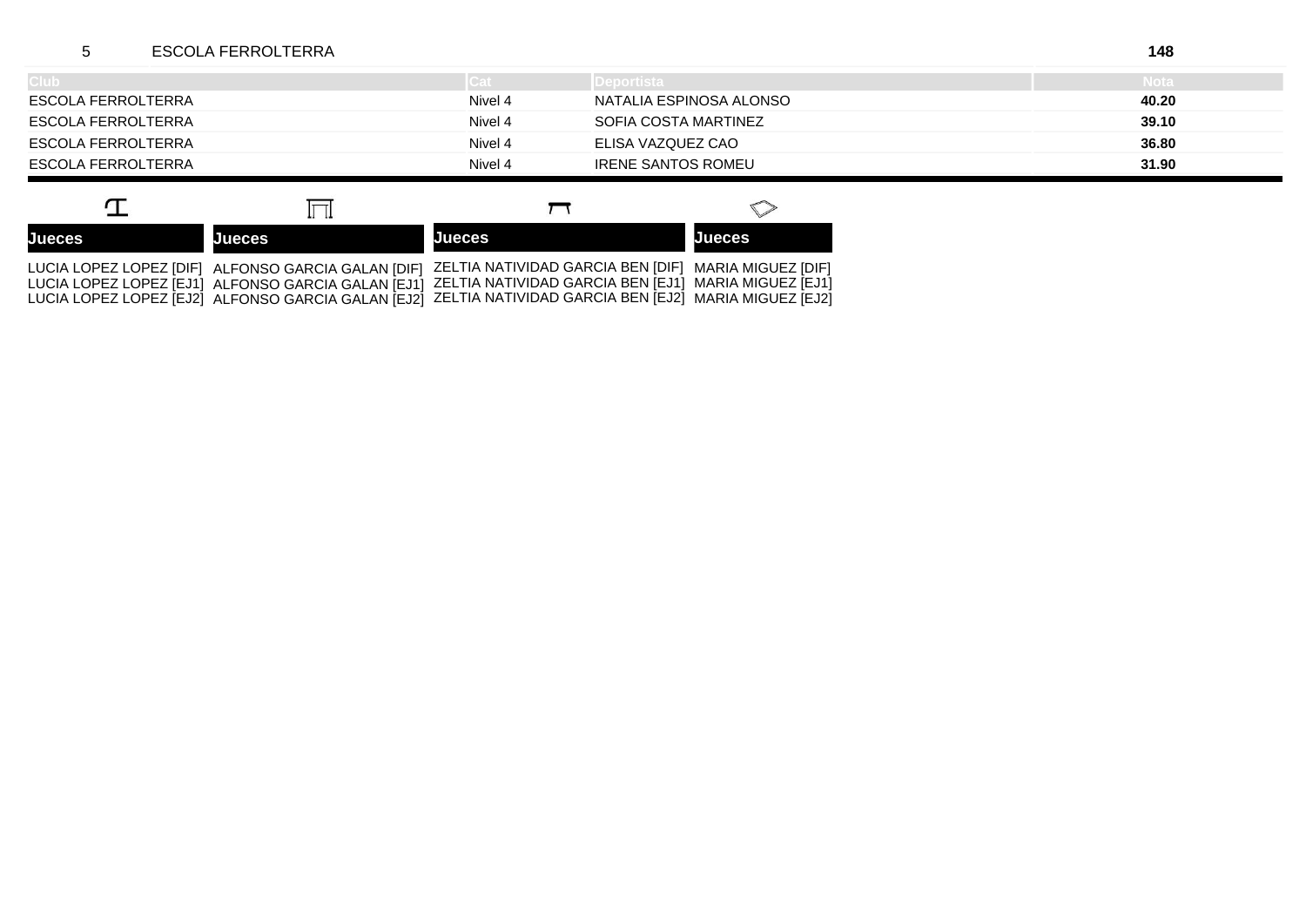5 ESCOLA FERROLTERRA **148**

| Club | Cat | Deportista | Nota |
|---|---|---|---|
| ESCOLA FERROLTERRA | Nivel 4 | NATALIA ESPINOSA ALONSO | **40.20** |
| ESCOLA FERROLTERRA | Nivel 4 | SOFIA COSTA MARTINEZ | **39.10** |
| ESCOLA FERROLTERRA | Nivel 4 | ELISA VAZQUEZ CAO | **36.80** |
| ESCOLA FERROLTERRA | Nivel 4 | IRENE SANTOS ROMEU | **31.90** |

| Jueces | Jueces | Jueces | Jueces |
|---|---|---|---|
| LUCIA LOPEZ LOPEZ [DIF] | ALFONSO GARCIA GALAN [DIF] | ZELTIA NATIVIDAD GARCIA BEN [DIF] | MARIA MIGUEZ [DIF] |
| LUCIA LOPEZ LOPEZ [EJ1] | ALFONSO GARCIA GALAN [EJ1] | ZELTIA NATIVIDAD GARCIA BEN [EJ1] | MARIA MIGUEZ [EJ1] |
| LUCIA LOPEZ LOPEZ [EJ2] | ALFONSO GARCIA GALAN [EJ2] | ZELTIA NATIVIDAD GARCIA BEN [EJ2] | MARIA MIGUEZ [EJ2] |